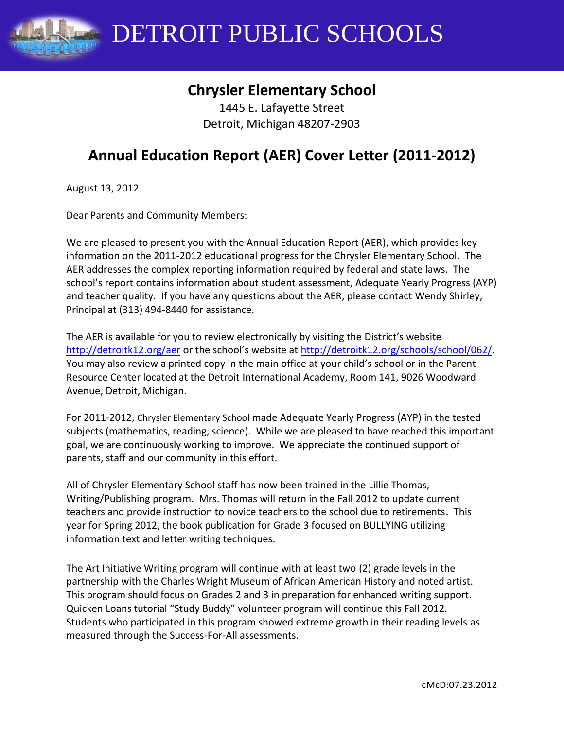# DETROIT PUBLIC SCHOOLS

## Chrysler Elementary School

1445 E. Lafayette Street
Detroit, Michigan 48207-2903

## Annual Education Report (AER) Cover Letter (2011-2012)

August 13, 2012

Dear Parents and Community Members:

We are pleased to present you with the Annual Education Report (AER), which provides key information on the 2011-2012 educational progress for the Chrysler Elementary School. The AER addresses the complex reporting information required by federal and state laws. The school's report contains information about student assessment, Adequate Yearly Progress (AYP) and teacher quality. If you have any questions about the AER, please contact Wendy Shirley, Principal at (313) 494-8440 for assistance.

The AER is available for you to review electronically by visiting the District's website http://detroitk12.org/aer or the school's website at http://detroitk12.org/schools/school/062/. You may also review a printed copy in the main office at your child's school or in the Parent Resource Center located at the Detroit International Academy, Room 141, 9026 Woodward Avenue, Detroit, Michigan.

For 2011-2012, Chrysler Elementary School made Adequate Yearly Progress (AYP) in the tested subjects (mathematics, reading, science). While we are pleased to have reached this important goal, we are continuously working to improve. We appreciate the continued support of parents, staff and our community in this effort.

All of Chrysler Elementary School staff has now been trained in the Lillie Thomas, Writing/Publishing program. Mrs. Thomas will return in the Fall 2012 to update current teachers and provide instruction to novice teachers to the school due to retirements. This year for Spring 2012, the book publication for Grade 3 focused on BULLYING utilizing information text and letter writing techniques.

The Art Initiative Writing program will continue with at least two (2) grade levels in the partnership with the Charles Wright Museum of African American History and noted artist. This program should focus on Grades 2 and 3 in preparation for enhanced writing support. Quicken Loans tutorial "Study Buddy" volunteer program will continue this Fall 2012. Students who participated in this program showed extreme growth in their reading levels as measured through the Success-For-All assessments.

cMcD:07.23.2012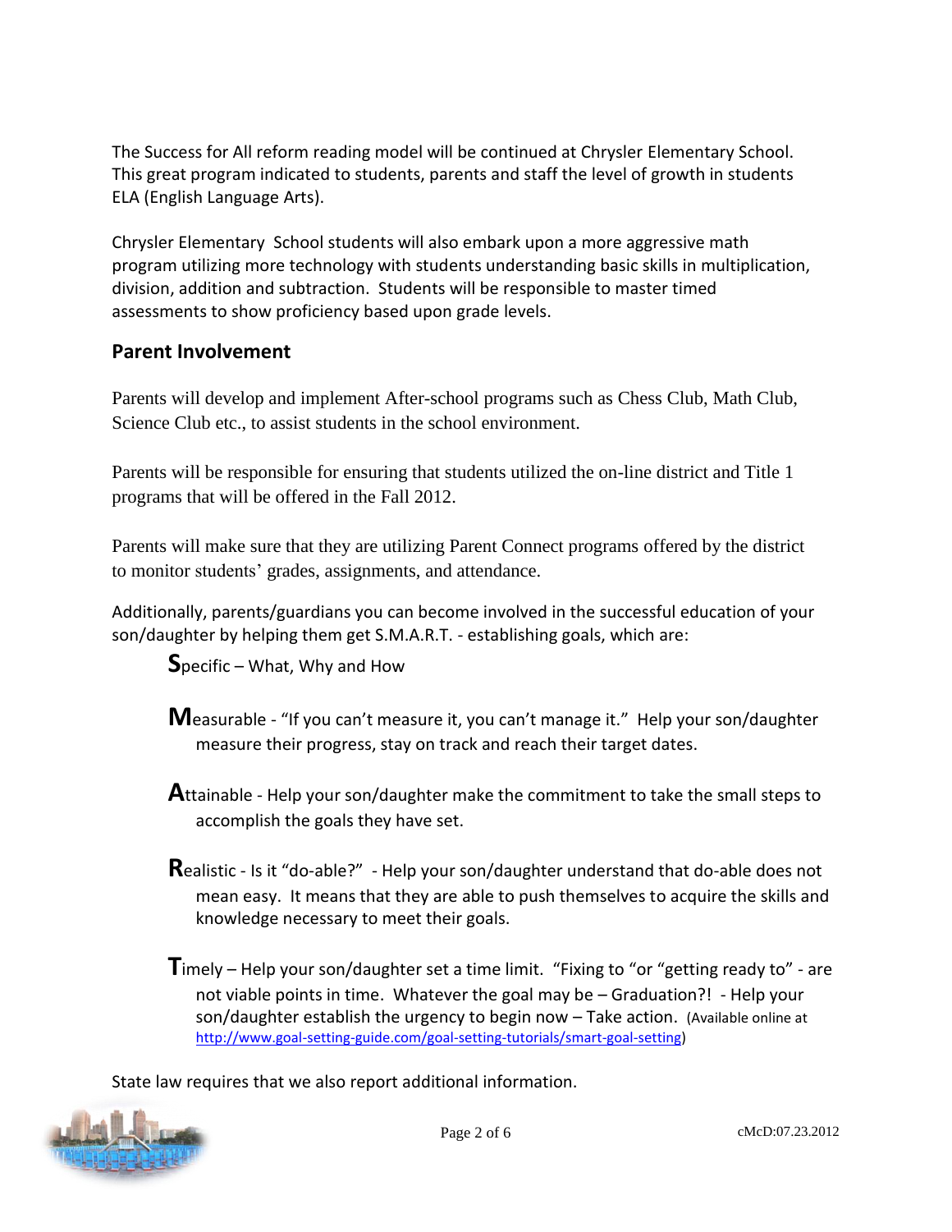The Success for All reform reading model will be continued at Chrysler Elementary School. This great program indicated to students, parents and staff the level of growth in students ELA (English Language Arts).

Chrysler Elementary School students will also embark upon a more aggressive math program utilizing more technology with students understanding basic skills in multiplication, division, addition and subtraction. Students will be responsible to master timed assessments to show proficiency based upon grade levels.

## Parent Involvement

Parents will develop and implement After-school programs such as Chess Club, Math Club, Science Club etc., to assist students in the school environment.

Parents will be responsible for ensuring that students utilized the on-line district and Title 1 programs that will be offered in the Fall 2012.

Parents will make sure that they are utilizing Parent Connect programs offered by the district to monitor students' grades, assignments, and attendance.

Additionally, parents/guardians you can become involved in the successful education of your son/daughter by helping them get S.M.A.R.T. - establishing goals, which are:

**S**pecific – What, Why and How

**M**easurable - "If you can't measure it, you can't manage it." Help your son/daughter measure their progress, stay on track and reach their target dates.

**A**ttainable - Help your son/daughter make the commitment to take the small steps to accomplish the goals they have set.

**R**ealistic - Is it "do-able?" - Help your son/daughter understand that do-able does not mean easy. It means that they are able to push themselves to acquire the skills and knowledge necessary to meet their goals.

**T**imely – Help your son/daughter set a time limit. "Fixing to "or "getting ready to" - are not viable points in time. Whatever the goal may be – Graduation?! - Help your son/daughter establish the urgency to begin now – Take action. (Available online at http://www.goal-setting-guide.com/goal-setting-tutorials/smart-goal-setting)

State law requires that we also report additional information.

cMcD:07.23.2012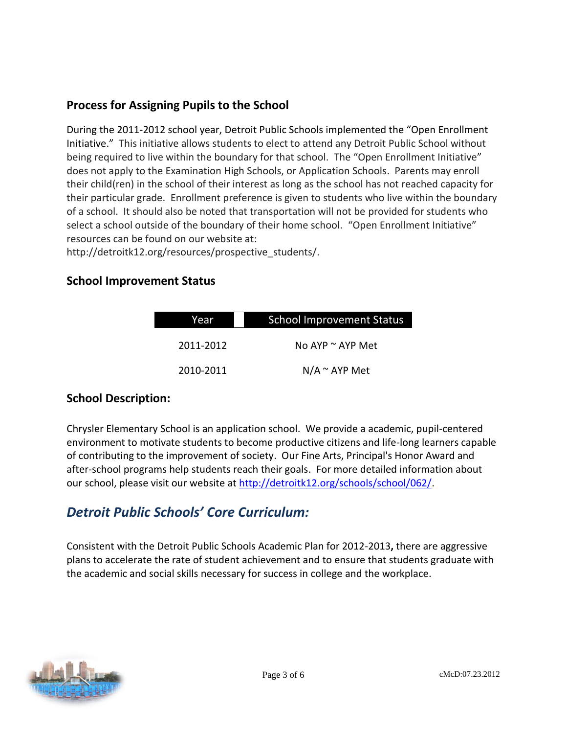## Process for Assigning Pupils to the School

During the 2011-2012 school year, Detroit Public Schools implemented the "Open Enrollment Initiative." This initiative allows students to elect to attend any Detroit Public School without being required to live within the boundary for that school. The "Open Enrollment Initiative" does not apply to the Examination High Schools, or Application Schools. Parents may enroll their child(ren) in the school of their interest as long as the school has not reached capacity for their particular grade. Enrollment preference is given to students who live within the boundary of a school. It should also be noted that transportation will not be provided for students who select a school outside of the boundary of their home school. "Open Enrollment Initiative" resources can be found on our website at: http://detroitk12.org/resources/prospective_students/.

## School Improvement Status

| Year | School Improvement Status |
|---|---|
| 2011-2012 | No AYP ~ AYP Met |
| 2010-2011 | N/A ~ AYP Met |

## School Description:

Chrysler Elementary School is an application school. We provide a academic, pupil-centered environment to motivate students to become productive citizens and life-long learners capable of contributing to the improvement of society. Our Fine Arts, Principal's Honor Award and after-school programs help students reach their goals. For more detailed information about our school, please visit our website at http://detroitk12.org/schools/school/062/.

## *Detroit Public Schools' Core Curriculum:*

Consistent with the Detroit Public Schools Academic Plan for 2012-2013**,** there are aggressive plans to accelerate the rate of student achievement and to ensure that students graduate with the academic and social skills necessary for success in college and the workplace.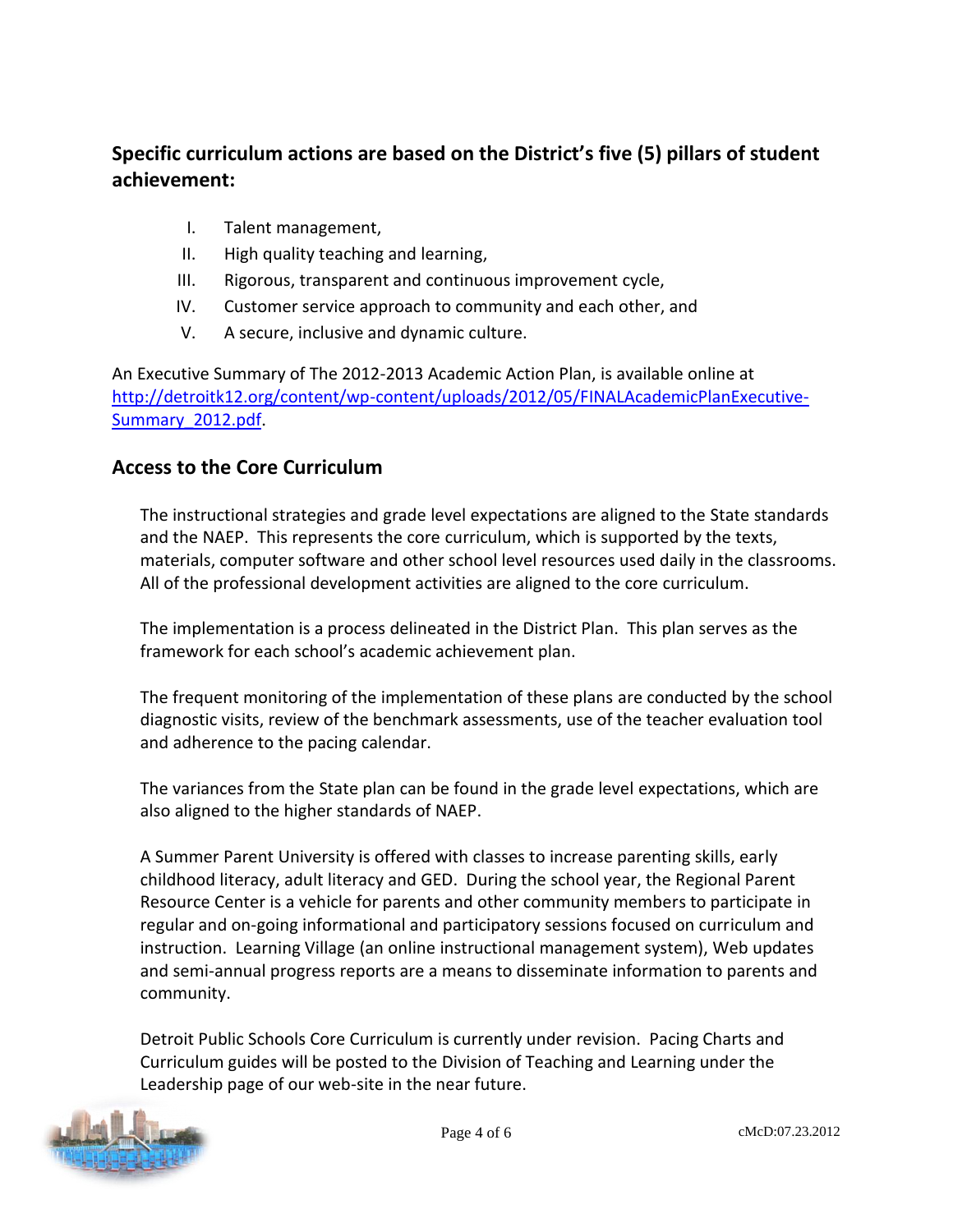## Specific curriculum actions are based on the District's five (5) pillars of student achievement:

I. Talent management,
II. High quality teaching and learning,
III. Rigorous, transparent and continuous improvement cycle,
IV. Customer service approach to community and each other, and
V. A secure, inclusive and dynamic culture.

An Executive Summary of The 2012-2013 Academic Action Plan, is available online at [http://detroitk12.org/content/wp-content/uploads/2012/05/FINALAcademicPlanExecutive-Summary_2012.pdf](http://detroitk12.org/content/wp-content/uploads/2012/05/FINALAcademicPlanExecutive-Summary_2012.pdf).

## Access to the Core Curriculum

The instructional strategies and grade level expectations are aligned to the State standards and the NAEP. This represents the core curriculum, which is supported by the texts, materials, computer software and other school level resources used daily in the classrooms. All of the professional development activities are aligned to the core curriculum.

The implementation is a process delineated in the District Plan. This plan serves as the framework for each school's academic achievement plan.

The frequent monitoring of the implementation of these plans are conducted by the school diagnostic visits, review of the benchmark assessments, use of the teacher evaluation tool and adherence to the pacing calendar.

The variances from the State plan can be found in the grade level expectations, which are also aligned to the higher standards of NAEP.

A Summer Parent University is offered with classes to increase parenting skills, early childhood literacy, adult literacy and GED. During the school year, the Regional Parent Resource Center is a vehicle for parents and other community members to participate in regular and on-going informational and participatory sessions focused on curriculum and instruction. Learning Village (an online instructional management system), Web updates and semi-annual progress reports are a means to disseminate information to parents and community.

Detroit Public Schools Core Curriculum is currently under revision. Pacing Charts and Curriculum guides will be posted to the Division of Teaching and Learning under the Leadership page of our web-site in the near future.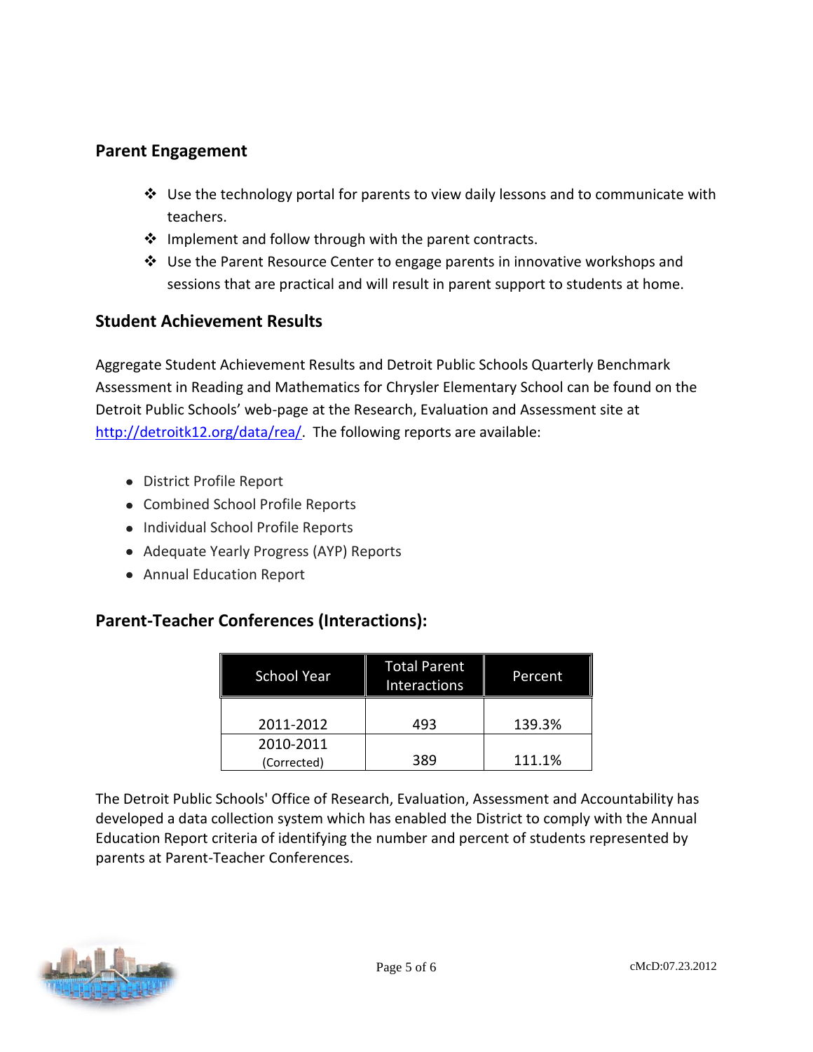## Parent Engagement

- Use the technology portal for parents to view daily lessons and to communicate with teachers.
- Implement and follow through with the parent contracts.
- Use the Parent Resource Center to engage parents in innovative workshops and sessions that are practical and will result in parent support to students at home.

## Student Achievement Results

Aggregate Student Achievement Results and Detroit Public Schools Quarterly Benchmark Assessment in Reading and Mathematics for Chrysler Elementary School can be found on the Detroit Public Schools' web-page at the Research, Evaluation and Assessment site at [http://detroitk12.org/data/rea/](http://detroitk12.org/data/rea/). The following reports are available:

- District Profile Report
- Combined School Profile Reports
- Individual School Profile Reports
- Adequate Yearly Progress (AYP) Reports
- Annual Education Report

## Parent-Teacher Conferences (Interactions):

| School Year | Total Parent Interactions | Percent |
|---|---|---|
| 2011-2012 | 493 | 139.3% |
| 2010-2011 (Corrected) | 389 | 111.1% |

The Detroit Public Schools' Office of Research, Evaluation, Assessment and Accountability has developed a data collection system which has enabled the District to comply with the Annual Education Report criteria of identifying the number and percent of students represented by parents at Parent-Teacher Conferences.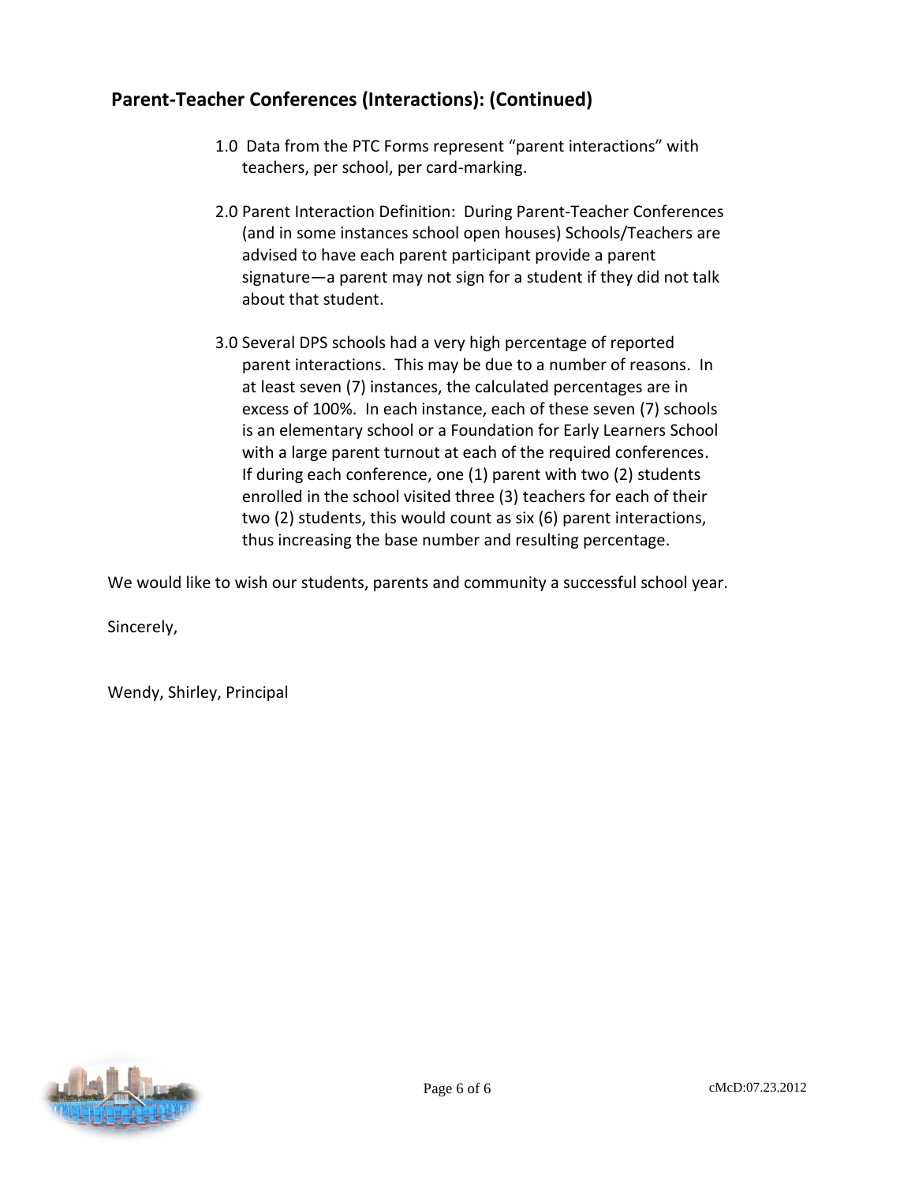## Parent-Teacher Conferences (Interactions): (Continued)

1.0 Data from the PTC Forms represent "parent interactions" with teachers, per school, per card-marking.

2.0 Parent Interaction Definition: During Parent-Teacher Conferences (and in some instances school open houses) Schools/Teachers are advised to have each parent participant provide a parent signature—a parent may not sign for a student if they did not talk about that student.

3.0 Several DPS schools had a very high percentage of reported parent interactions. This may be due to a number of reasons. In at least seven (7) instances, the calculated percentages are in excess of 100%. In each instance, each of these seven (7) schools is an elementary school or a Foundation for Early Learners School with a large parent turnout at each of the required conferences. If during each conference, one (1) parent with two (2) students enrolled in the school visited three (3) teachers for each of their two (2) students, this would count as six (6) parent interactions, thus increasing the base number and resulting percentage.

We would like to wish our students, parents and community a successful school year.

Sincerely,

Wendy, Shirley, Principal

cMcD:07.23.2012